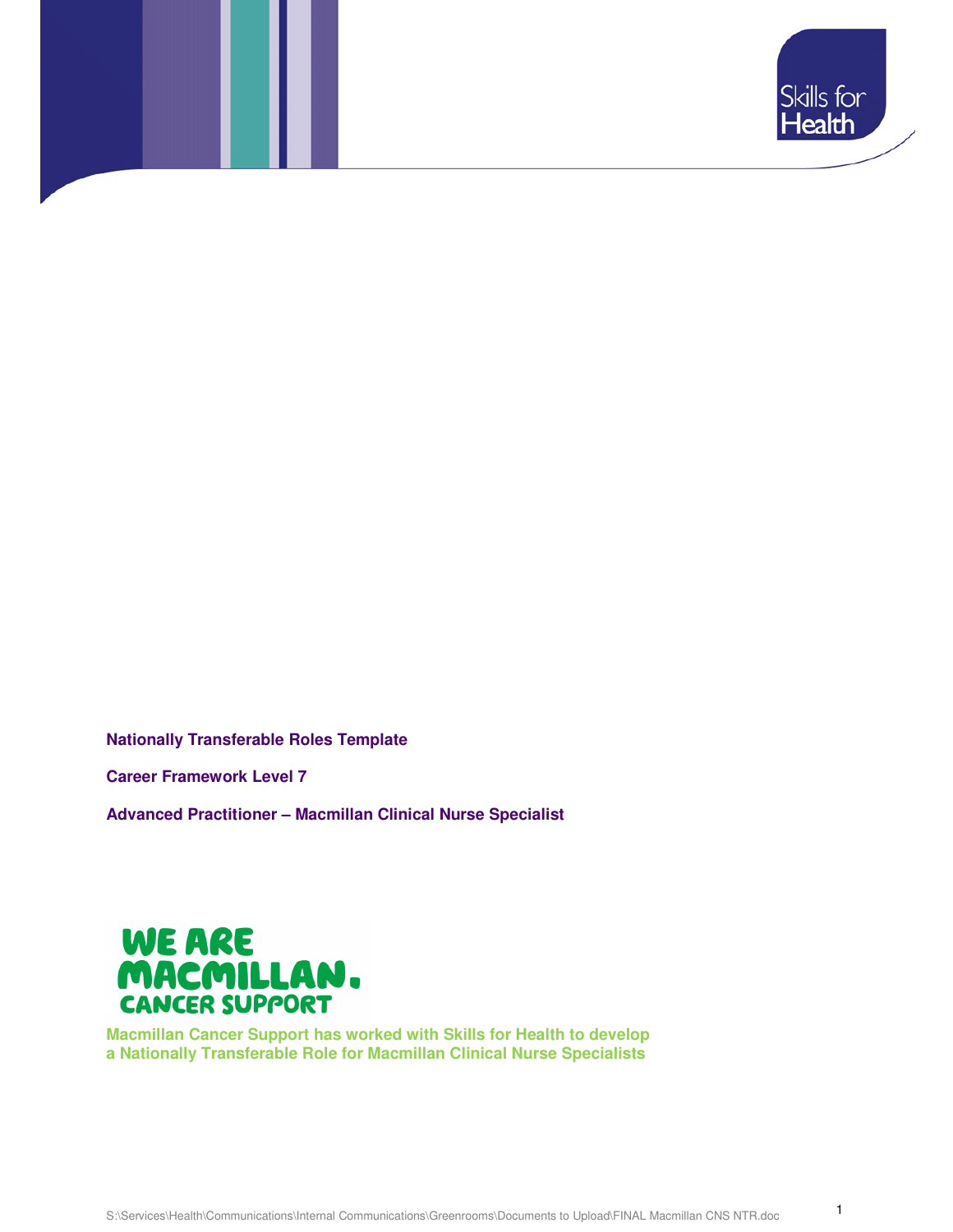Skills for Health

**Nationally Transferable Roles Template**

**Career Framework Level 7**

**Advanced Practitioner – Macmillan Clinical Nurse Specialist**

WE ARE MACMILLAN. CANCER SUPPORT

**Macmillan Cancer Support has worked with Skills for Health to develop a Nationally Transferable Role for Macmillan Clinical Nurse Specialists**

S:\Services\Health\Communications\Internal Communications\Greenrooms\Documents to Upload\FINAL Macmillan CNS NTR.doc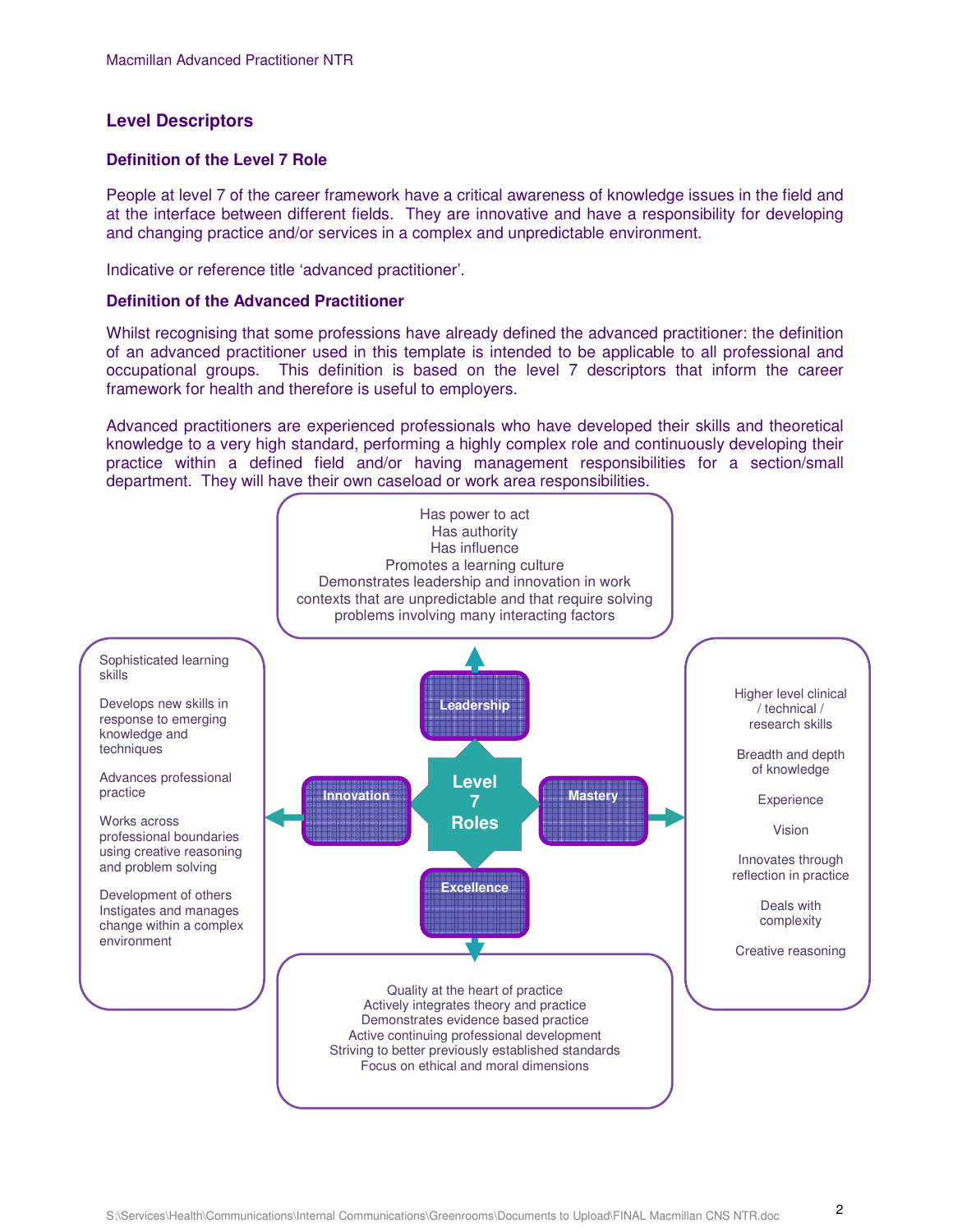## Level Descriptors

### Definition of the Level 7 Role

People at level 7 of the career framework have a critical awareness of knowledge issues in the field and at the interface between different fields. They are innovative and have a responsibility for developing and changing practice and/or services in a complex and unpredictable environment.

Indicative or reference title 'advanced practitioner'.

### Definition of the Advanced Practitioner

Whilst recognising that some professions have already defined the advanced practitioner: the definition of an advanced practitioner used in this template is intended to be applicable to all professional and occupational groups. This definition is based on the level 7 descriptors that inform the career framework for health and therefore is useful to employers.

Advanced practitioners are experienced professionals who have developed their skills and theoretical knowledge to a very high standard, performing a highly complex role and continuously developing their practice within a defined field and/or having management responsibilities for a section/small department. They will have their own caseload or work area responsibilities.

**Level 7 Roles**

**Leadership**

- Has power to act
- Has authority
- Has influence
- Promotes a learning culture
- Demonstrates leadership and innovation in work contexts that are unpredictable and that require solving problems involving many interacting factors

**Innovation**

- Sophisticated learning skills
- Develops new skills in response to emerging knowledge and techniques
- Advances professional practice
- Works across professional boundaries using creative reasoning and problem solving
- Development of others
- Instigates and manages change within a complex environment

**Mastery**

- Higher level clinical / technical / research skills
- Breadth and depth of knowledge
- Experience
- Vision
- Innovates through reflection in practice
- Deals with complexity
- Creative reasoning

**Excellence**

- Quality at the heart of practice
- Actively integrates theory and practice
- Demonstrates evidence based practice
- Active continuing professional development
- Striving to better previously established standards
- Focus on ethical and moral dimensions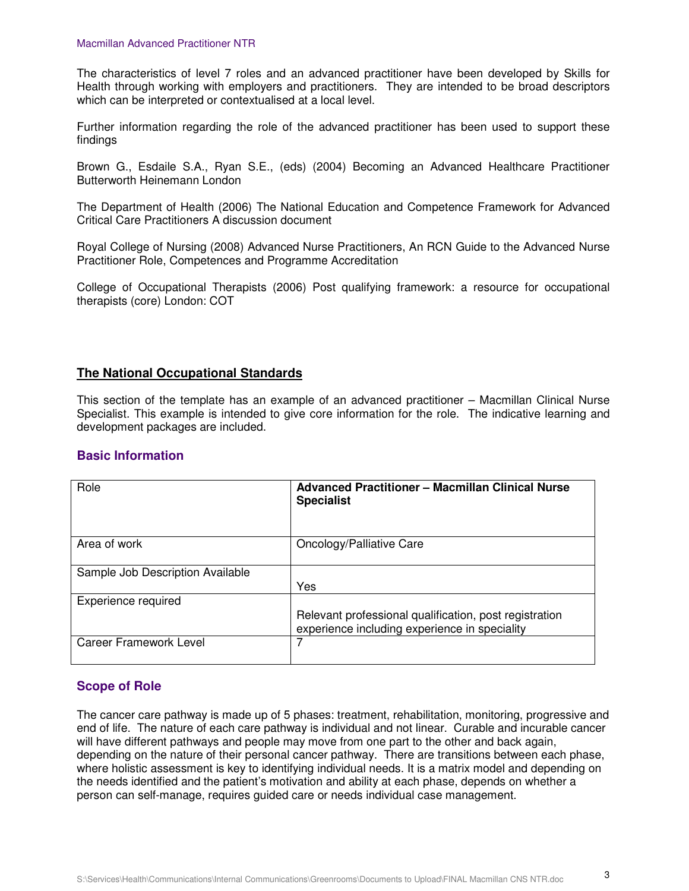The characteristics of level 7 roles and an advanced practitioner have been developed by Skills for Health through working with employers and practitioners. They are intended to be broad descriptors which can be interpreted or contextualised at a local level.

Further information regarding the role of the advanced practitioner has been used to support these findings

Brown G., Esdaile S.A., Ryan S.E., (eds) (2004) Becoming an Advanced Healthcare Practitioner Butterworth Heinemann London

The Department of Health (2006) The National Education and Competence Framework for Advanced Critical Care Practitioners A discussion document

Royal College of Nursing (2008) Advanced Nurse Practitioners, An RCN Guide to the Advanced Nurse Practitioner Role, Competences and Programme Accreditation

College of Occupational Therapists (2006) Post qualifying framework: a resource for occupational therapists (core) London: COT

## The National Occupational Standards

This section of the template has an example of an advanced practitioner – Macmillan Clinical Nurse Specialist. This example is intended to give core information for the role. The indicative learning and development packages are included.

### Basic Information

| Role | **Advanced Practitioner – Macmillan Clinical Nurse Specialist** |
|---|---|
| Area of work | Oncology/Palliative Care |
| Sample Job Description Available | Yes |
| Experience required | Relevant professional qualification, post registration experience including experience in speciality |
| Career Framework Level | 7 |

### Scope of Role

The cancer care pathway is made up of 5 phases: treatment, rehabilitation, monitoring, progressive and end of life. The nature of each care pathway is individual and not linear. Curable and incurable cancer will have different pathways and people may move from one part to the other and back again, depending on the nature of their personal cancer pathway. There are transitions between each phase, where holistic assessment is key to identifying individual needs. It is a matrix model and depending on the needs identified and the patient's motivation and ability at each phase, depends on whether a person can self-manage, requires guided care or needs individual case management.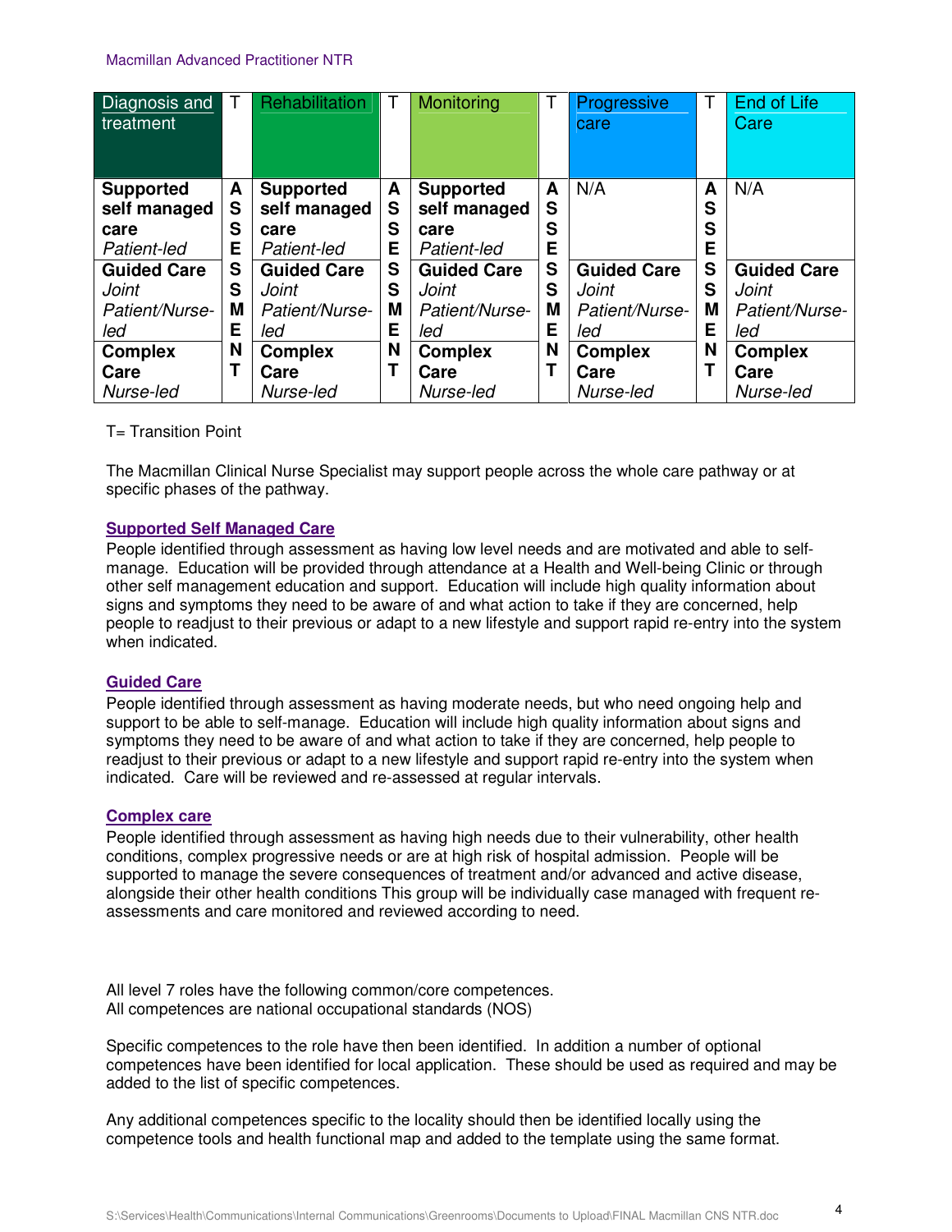| Diagnosis and treatment | T | Rehabilitation | T | Monitoring | T | Progressive care | T | End of Life Care |
|---|---|---|---|---|---|---|---|---|
| **Supported self managed care** *Patient-led* | **A S S E** | **Supported self managed care** *Patient-led* | **A S S E** | **Supported self managed care** *Patient-led* | **A S S E** | N/A | **A S S E** | N/A |
| **Guided Care** *Joint Patient/Nurse-led* | **S S M E** | **Guided Care** *Joint Patient/Nurse-led* | **S S M E** | **Guided Care** *Joint Patient/Nurse-led* | **S S M E** | **Guided Care** *Joint Patient/Nurse-led* | **S S M E** | **Guided Care** *Joint Patient/Nurse-led* |
| **Complex Care** *Nurse-led* | **N T** | **Complex Care** *Nurse-led* | **N T** | **Complex Care** *Nurse-led* | **N T** | **Complex Care** *Nurse-led* | **N T** | **Complex Care** *Nurse-led* |

T= Transition Point

The Macmillan Clinical Nurse Specialist may support people across the whole care pathway or at specific phases of the pathway.

**Supported Self Managed Care**

People identified through assessment as having low level needs and are motivated and able to self-manage. Education will be provided through attendance at a Health and Well-being Clinic or through other self management education and support. Education will include high quality information about signs and symptoms they need to be aware of and what action to take if they are concerned, help people to readjust to their previous or adapt to a new lifestyle and support rapid re-entry into the system when indicated.

**Guided Care**

People identified through assessment as having moderate needs, but who need ongoing help and support to be able to self-manage. Education will include high quality information about signs and symptoms they need to be aware of and what action to take if they are concerned, help people to readjust to their previous or adapt to a new lifestyle and support rapid re-entry into the system when indicated. Care will be reviewed and re-assessed at regular intervals.

**Complex care**

People identified through assessment as having high needs due to their vulnerability, other health conditions, complex progressive needs or are at high risk of hospital admission. People will be supported to manage the severe consequences of treatment and/or advanced and active disease, alongside their other health conditions This group will be individually case managed with frequent re-assessments and care monitored and reviewed according to need.

All level 7 roles have the following common/core competences.
All competences are national occupational standards (NOS)

Specific competences to the role have then been identified. In addition a number of optional competences have been identified for local application. These should be used as required and may be added to the list of specific competences.

Any additional competences specific to the locality should then be identified locally using the competence tools and health functional map and added to the template using the same format.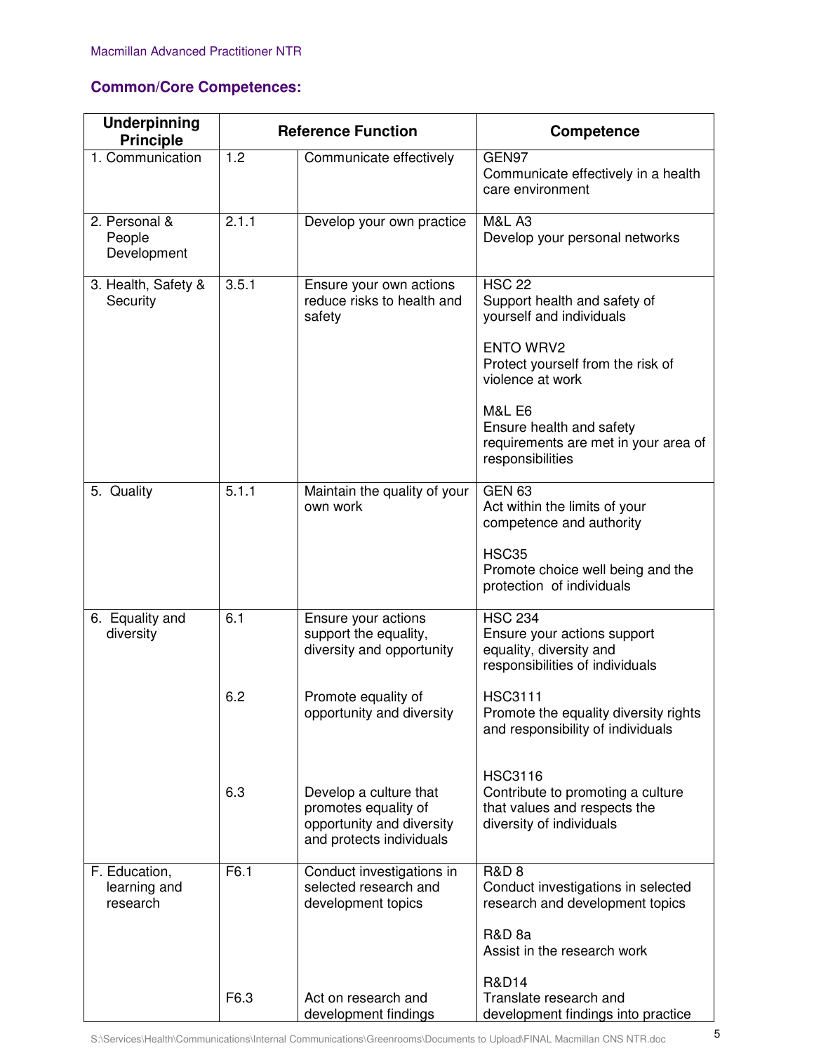## Common/Core Competences:

| Underpinning Principle | Reference Function | | Competence |
|---|---|---|---|
| 1. Communication | 1.2 | Communicate effectively | GEN97<br>Communicate effectively in a health care environment |
| 2. Personal & People Development | 2.1.1 | Develop your own practice | M&L A3<br>Develop your personal networks |
| 3. Health, Safety & Security | 3.5.1 | Ensure your own actions reduce risks to health and safety | HSC 22<br>Support health and safety of yourself and individuals<br><br>ENTO WRV2<br>Protect yourself from the risk of violence at work<br><br>M&L E6<br>Ensure health and safety requirements are met in your area of responsibilities |
| 5. Quality | 5.1.1 | Maintain the quality of your own work | GEN 63<br>Act within the limits of your competence and authority<br><br>HSC35<br>Promote choice well being and the protection of individuals |
| 6. Equality and diversity | 6.1 | Ensure your actions support the equality, diversity and opportunity | HSC 234<br>Ensure your actions support equality, diversity and responsibilities of individuals |
| | 6.2 | Promote equality of opportunity and diversity | HSC3111<br>Promote the equality diversity rights and responsibility of individuals |
| | 6.3 | Develop a culture that promotes equality of opportunity and diversity and protects individuals | HSC3116<br>Contribute to promoting a culture that values and respects the diversity of individuals |
| F. Education, learning and research | F6.1 | Conduct investigations in selected research and development topics | R&D 8<br>Conduct investigations in selected research and development topics<br><br>R&D 8a<br>Assist in the research work |
| | F6.3 | Act on research and development findings | R&D14<br>Translate research and development findings into practice |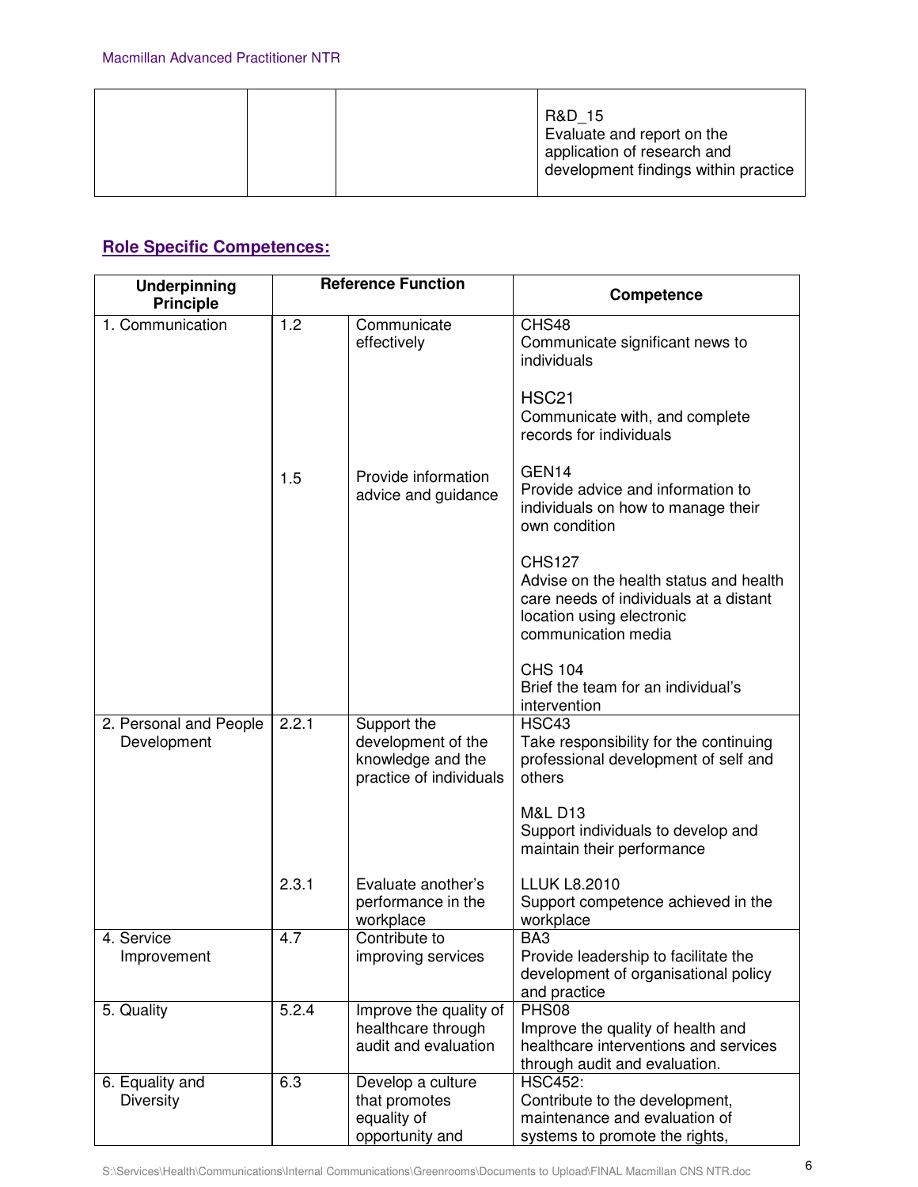| | | | R&D_15<br>Evaluate and report on the application of research and development findings within practice |
|---|---|---|---|

## **Role Specific Competences:**

| Underpinning Principle | Reference Function | | Competence |
|---|---|---|---|
| 1. Communication | 1.2 | Communicate effectively | CHS48<br>Communicate significant news to individuals<br><br>HSC21<br>Communicate with, and complete records for individuals |
| | 1.5 | Provide information advice and guidance | GEN14<br>Provide advice and information to individuals on how to manage their own condition<br><br>CHS127<br>Advise on the health status and health care needs of individuals at a distant location using electronic communication media<br><br>CHS 104<br>Brief the team for an individual's intervention |
| 2. Personal and People Development | 2.2.1 | Support the development of the knowledge and the practice of individuals | HSC43<br>Take responsibility for the continuing professional development of self and others<br><br>M&L D13<br>Support individuals to develop and maintain their performance |
| | 2.3.1 | Evaluate another's performance in the workplace | LLUK L8.2010<br>Support competence achieved in the workplace |
| 4. Service Improvement | 4.7 | Contribute to improving services | BA3<br>Provide leadership to facilitate the development of organisational policy and practice |
| 5. Quality | 5.2.4 | Improve the quality of healthcare through audit and evaluation | PHS08<br>Improve the quality of health and healthcare interventions and services through audit and evaluation. |
| 6. Equality and Diversity | 6.3 | Develop a culture that promotes equality of opportunity and | HSC452:<br>Contribute to the development, maintenance and evaluation of systems to promote the rights, |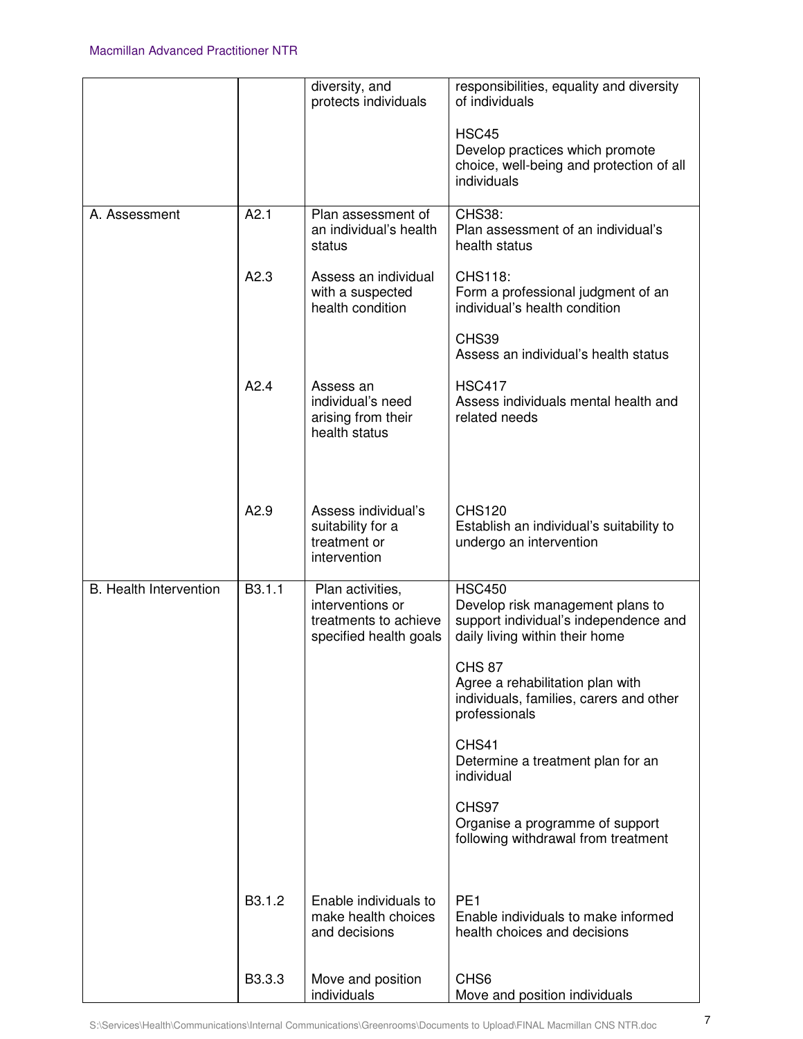| | | diversity, and protects individuals | responsibilities, equality and diversity of individuals<br><br>HSC45<br>Develop practices which promote choice, well-being and protection of all individuals |
|---|---|---|---|
| A. Assessment | A2.1 | Plan assessment of an individual's health status | CHS38:<br>Plan assessment of an individual's health status |
| | A2.3 | Assess an individual with a suspected health condition | CHS118:<br>Form a professional judgment of an individual's health condition<br><br>CHS39<br>Assess an individual's health status |
| | A2.4 | Assess an individual's need arising from their health status | HSC417<br>Assess individuals mental health and related needs |
| | A2.9 | Assess individual's suitability for a treatment or intervention | CHS120<br>Establish an individual's suitability to undergo an intervention |
| B. Health Intervention | B3.1.1 | Plan activities, interventions or treatments to achieve specified health goals | HSC450<br>Develop risk management plans to support individual's independence and daily living within their home<br><br>CHS 87<br>Agree a rehabilitation plan with individuals, families, carers and other professionals<br><br>CHS41<br>Determine a treatment plan for an individual<br><br>CHS97<br>Organise a programme of support following withdrawal from treatment |
| | B3.1.2 | Enable individuals to make health choices and decisions | PE1<br>Enable individuals to make informed health choices and decisions |
| | B3.3.3 | Move and position individuals | CHS6<br>Move and position individuals |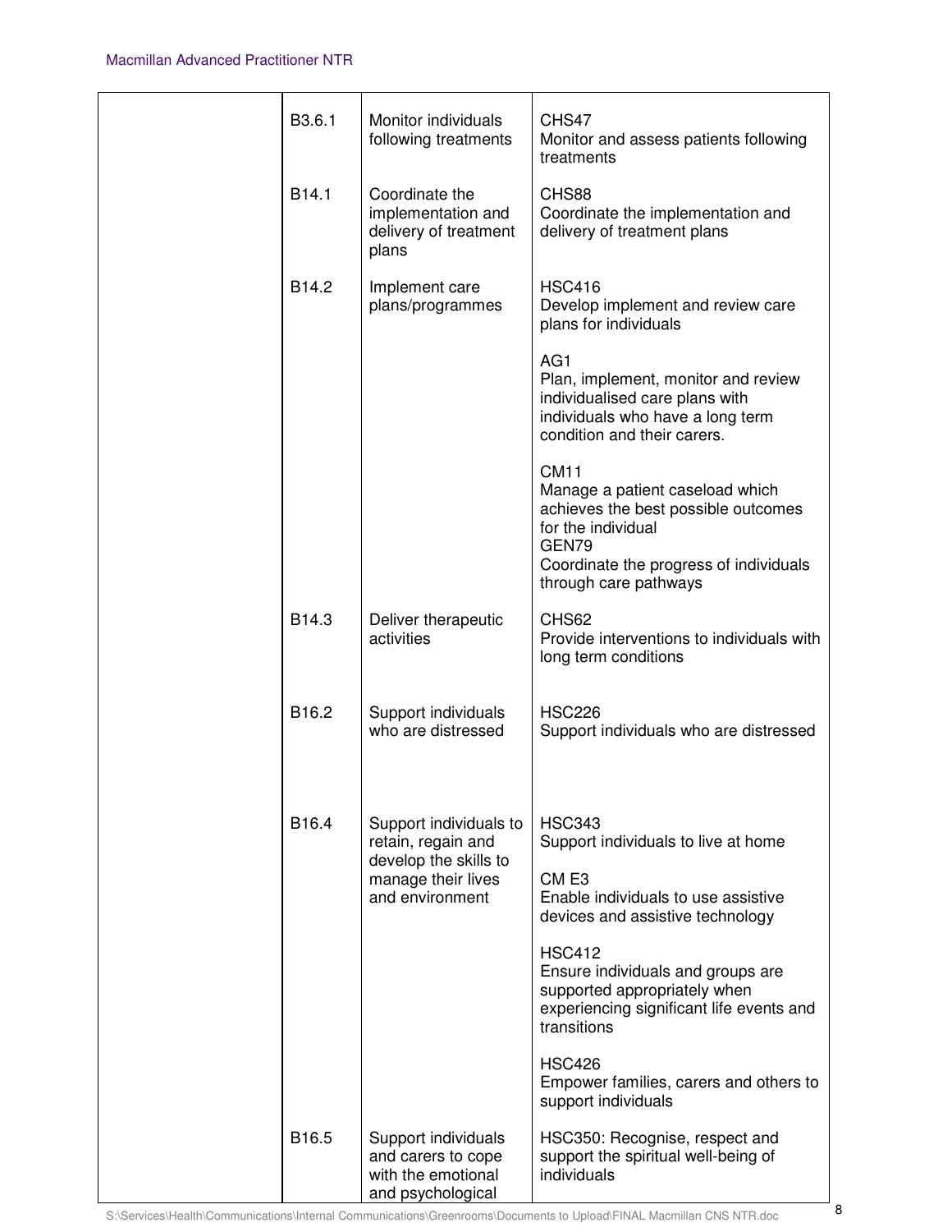| | | | |
|---|---|---|---|
| | B3.6.1 | Monitor individuals following treatments | CHS47<br>Monitor and assess patients following treatments |
| | B14.1 | Coordinate the implementation and delivery of treatment plans | CHS88<br>Coordinate the implementation and delivery of treatment plans |
| | B14.2 | Implement care plans/programmes | HSC416<br>Develop implement and review care plans for individuals<br><br>AG1<br>Plan, implement, monitor and review individualised care plans with individuals who have a long term condition and their carers.<br><br>CM11<br>Manage a patient caseload which achieves the best possible outcomes for the individual<br>GEN79<br>Coordinate the progress of individuals through care pathways |
| | B14.3 | Deliver therapeutic activities | CHS62<br>Provide interventions to individuals with long term conditions |
| | B16.2 | Support individuals who are distressed | HSC226<br>Support individuals who are distressed |
| | B16.4 | Support individuals to retain, regain and develop the skills to manage their lives and environment | HSC343<br>Support individuals to live at home<br><br>CM E3<br>Enable individuals to use assistive devices and assistive technology<br><br>HSC412<br>Ensure individuals and groups are supported appropriately when experiencing significant life events and transitions<br><br>HSC426<br>Empower families, carers and others to support individuals |
| | B16.5 | Support individuals and carers to cope with the emotional and psychological | HSC350: Recognise, respect and support the spiritual well-being of individuals |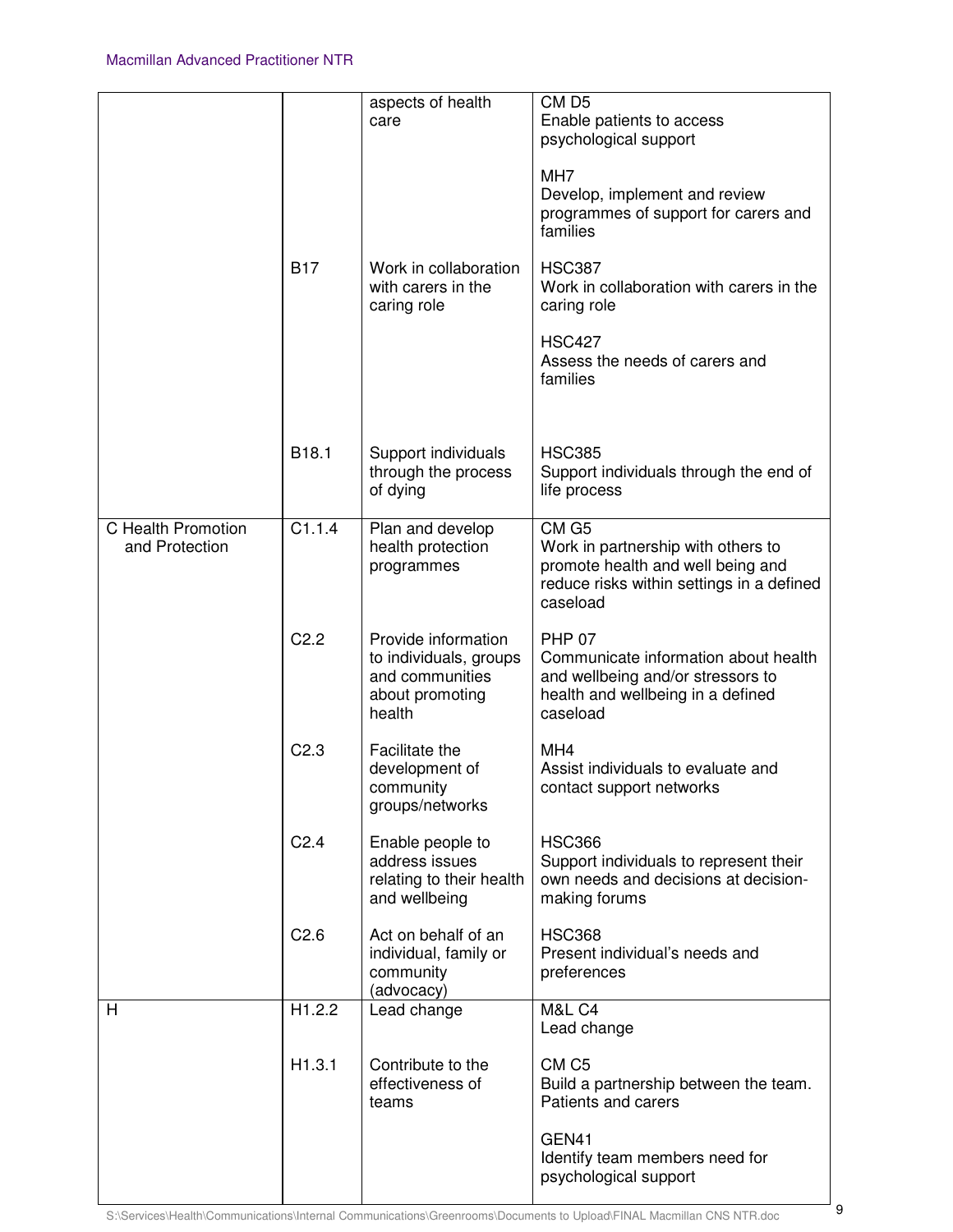| | | | |
|---|---|---|---|
| | | aspects of health care | CM D5<br>Enable patients to access psychological support<br><br>MH7<br>Develop, implement and review programmes of support for carers and families |
| | B17 | Work in collaboration with carers in the caring role | HSC387<br>Work in collaboration with carers in the caring role<br><br>HSC427<br>Assess the needs of carers and families |
| | B18.1 | Support individuals through the process of dying | HSC385<br>Support individuals through the end of life process |
| C Health Promotion and Protection | C1.1.4 | Plan and develop health protection programmes | CM G5<br>Work in partnership with others to promote health and well being and reduce risks within settings in a defined caseload |
| | C2.2 | Provide information to individuals, groups and communities about promoting health | PHP 07<br>Communicate information about health and wellbeing and/or stressors to health and wellbeing in a defined caseload |
| | C2.3 | Facilitate the development of community groups/networks | MH4<br>Assist individuals to evaluate and contact support networks |
| | C2.4 | Enable people to address issues relating to their health and wellbeing | HSC366<br>Support individuals to represent their own needs and decisions at decision-making forums |
| | C2.6 | Act on behalf of an individual, family or community (advocacy) | HSC368<br>Present individual's needs and preferences |
| H | H1.2.2 | Lead change | M&L C4<br>Lead change |
| | H1.3.1 | Contribute to the effectiveness of teams | CM C5<br>Build a partnership between the team. Patients and carers<br><br>GEN41<br>Identify team members need for psychological support |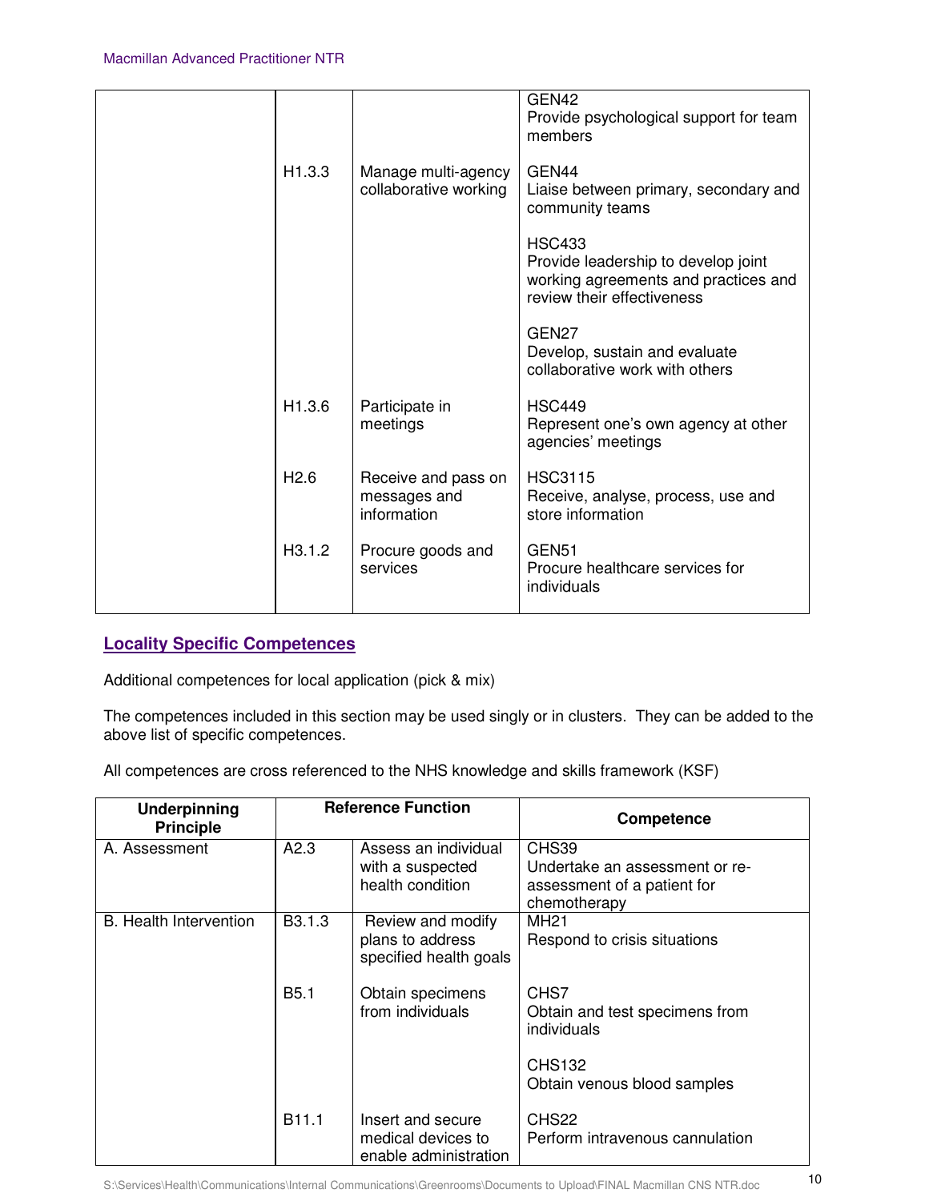| | | | |
|---|---|---|---|
| | | | GEN42<br>Provide psychological support for team members |
| | H1.3.3 | Manage multi-agency collaborative working | GEN44<br>Liaise between primary, secondary and community teams<br><br>HSC433<br>Provide leadership to develop joint working agreements and practices and review their effectiveness<br><br>GEN27<br>Develop, sustain and evaluate collaborative work with others |
| | H1.3.6 | Participate in meetings | HSC449<br>Represent one's own agency at other agencies' meetings |
| | H2.6 | Receive and pass on messages and information | HSC3115<br>Receive, analyse, process, use and store information |
| | H3.1.2 | Procure goods and services | GEN51<br>Procure healthcare services for individuals |

## Locality Specific Competences

Additional competences for local application (pick & mix)

The competences included in this section may be used singly or in clusters. They can be added to the above list of specific competences.

All competences are cross referenced to the NHS knowledge and skills framework (KSF)

| Underpinning Principle | Reference Function | | Competence |
|---|---|---|---|
| A. Assessment | A2.3 | Assess an individual with a suspected health condition | CHS39<br>Undertake an assessment or re-assessment of a patient for chemotherapy |
| B. Health Intervention | B3.1.3 | Review and modify plans to address specified health goals | MH21<br>Respond to crisis situations |
| | B5.1 | Obtain specimens from individuals | CHS7<br>Obtain and test specimens from individuals<br><br>CHS132<br>Obtain venous blood samples |
| | B11.1 | Insert and secure medical devices to enable administration | CHS22<br>Perform intravenous cannulation |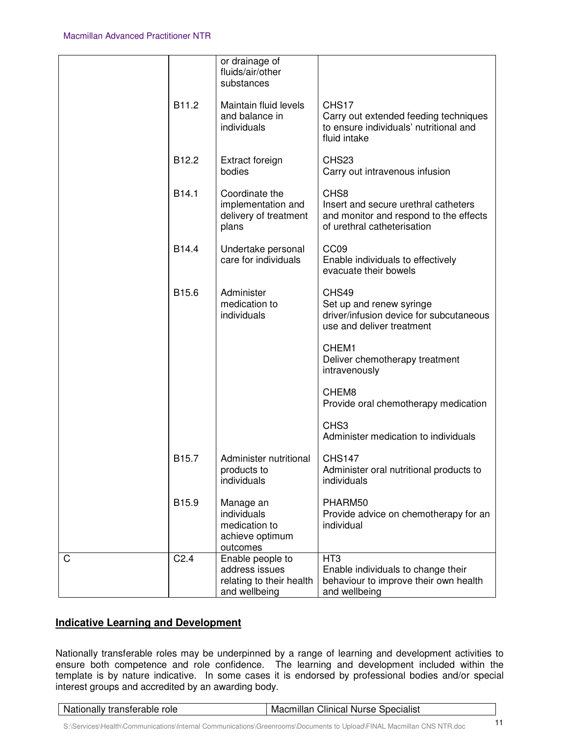| | | | |
|---|---|---|---|
| | | or drainage of fluids/air/other substances | |
| | B11.2 | Maintain fluid levels and balance in individuals | CHS17<br>Carry out extended feeding techniques to ensure individuals' nutritional and fluid intake |
| | B12.2 | Extract foreign bodies | CHS23<br>Carry out intravenous infusion |
| | B14.1 | Coordinate the implementation and delivery of treatment plans | CHS8<br>Insert and secure urethral catheters and monitor and respond to the effects of urethral catheterisation |
| | B14.4 | Undertake personal care for individuals | CC09<br>Enable individuals to effectively evacuate their bowels |
| | B15.6 | Administer medication to individuals | CHS49<br>Set up and renew syringe driver/infusion device for subcutaneous use and deliver treatment<br><br>CHEM1<br>Deliver chemotherapy treatment intravenously<br><br>CHEM8<br>Provide oral chemotherapy medication<br><br>CHS3<br>Administer medication to individuals |
| | B15.7 | Administer nutritional products to individuals | CHS147<br>Administer oral nutritional products to individuals |
| | B15.9 | Manage an individuals medication to achieve optimum outcomes | PHARM50<br>Provide advice on chemotherapy for an individual |
| C | C2.4 | Enable people to address issues relating to their health and wellbeing | HT3<br>Enable individuals to change their behaviour to improve their own health and wellbeing |

## Indicative Learning and Development

Nationally transferable roles may be underpinned by a range of learning and development activities to ensure both competence and role confidence. The learning and development included within the template is by nature indicative. In some cases it is endorsed by professional bodies and/or special interest groups and accredited by an awarding body.

| Nationally transferable role | Macmillan Clinical Nurse Specialist |
|---|---|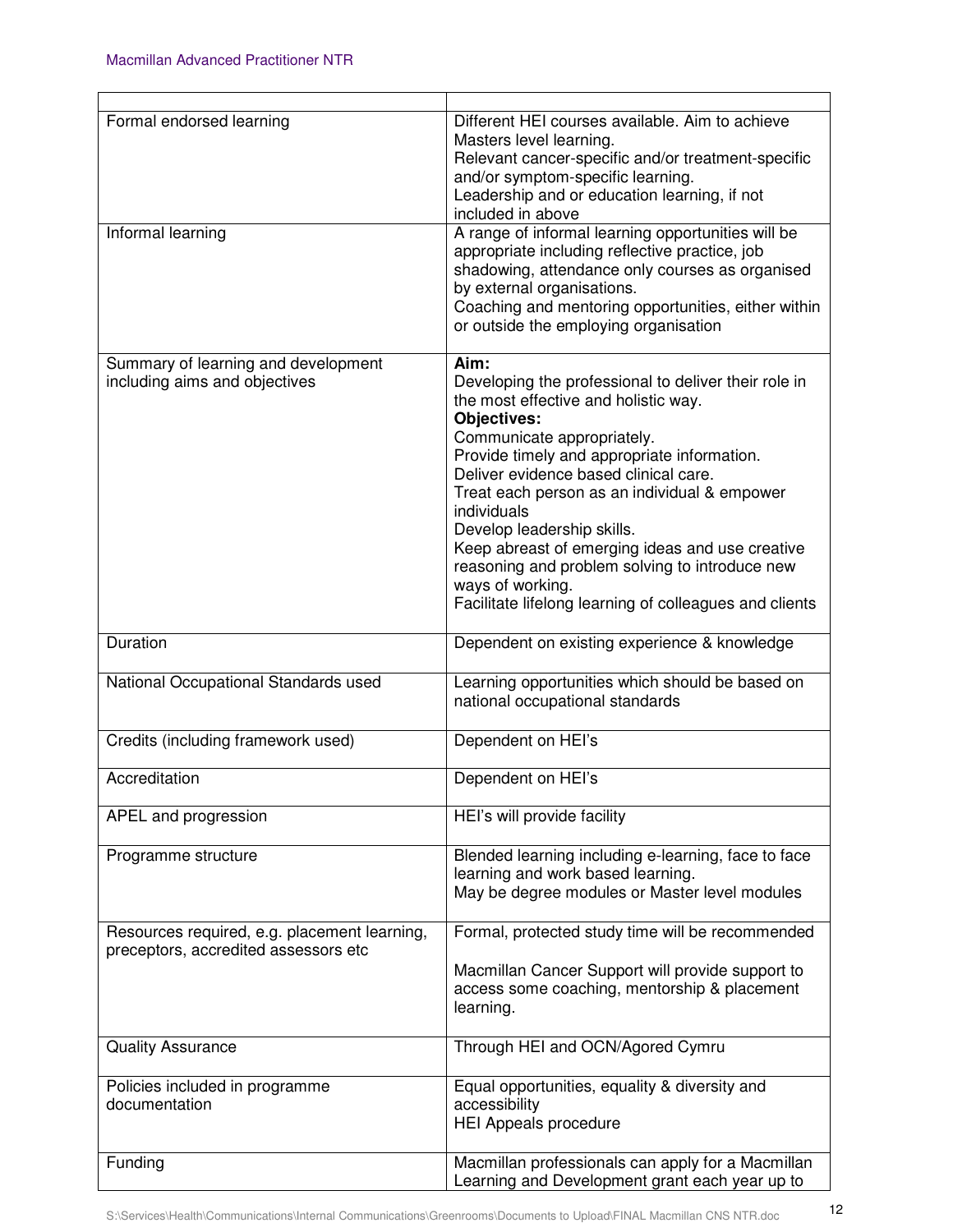| | |
|---|---|
| Formal endorsed learning | Different HEI courses available. Aim to achieve Masters level learning.<br>Relevant cancer-specific and/or treatment-specific and/or symptom-specific learning.<br>Leadership and or education learning, if not included in above |
| Informal learning | A range of informal learning opportunities will be appropriate including reflective practice, job shadowing, attendance only courses as organised by external organisations.<br>Coaching and mentoring opportunities, either within or outside the employing organisation |
| Summary of learning and development including aims and objectives | **Aim:**<br>Developing the professional to deliver their role in the most effective and holistic way.<br>**Objectives:**<br>Communicate appropriately.<br>Provide timely and appropriate information.<br>Deliver evidence based clinical care.<br>Treat each person as an individual & empower individuals<br>Develop leadership skills.<br>Keep abreast of emerging ideas and use creative reasoning and problem solving to introduce new ways of working.<br>Facilitate lifelong learning of colleagues and clients |
| Duration | Dependent on existing experience & knowledge |
| National Occupational Standards used | Learning opportunities which should be based on national occupational standards |
| Credits (including framework used) | Dependent on HEI's |
| Accreditation | Dependent on HEI's |
| APEL and progression | HEI's will provide facility |
| Programme structure | Blended learning including e-learning, face to face learning and work based learning.<br>May be degree modules or Master level modules |
| Resources required, e.g. placement learning, preceptors, accredited assessors etc | Formal, protected study time will be recommended<br><br>Macmillan Cancer Support will provide support to access some coaching, mentorship & placement learning. |
| Quality Assurance | Through HEI and OCN/Agored Cymru |
| Policies included in programme documentation | Equal opportunities, equality & diversity and accessibility<br>HEI Appeals procedure |
| Funding | Macmillan professionals can apply for a Macmillan Learning and Development grant each year up to |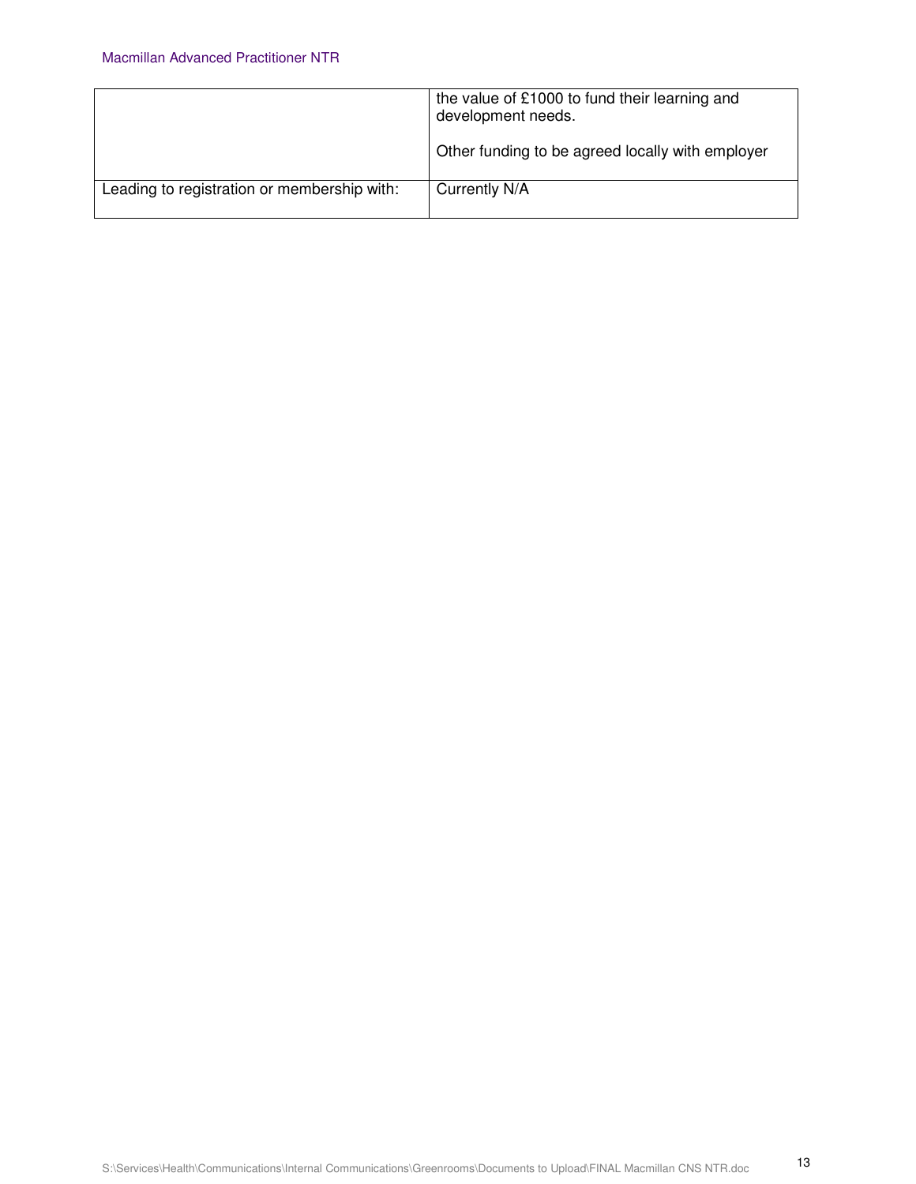| | |
|---|---|
| | the value of £1000 to fund their learning and development needs.<br><br>Other funding to be agreed locally with employer |
| Leading to registration or membership with: | Currently N/A |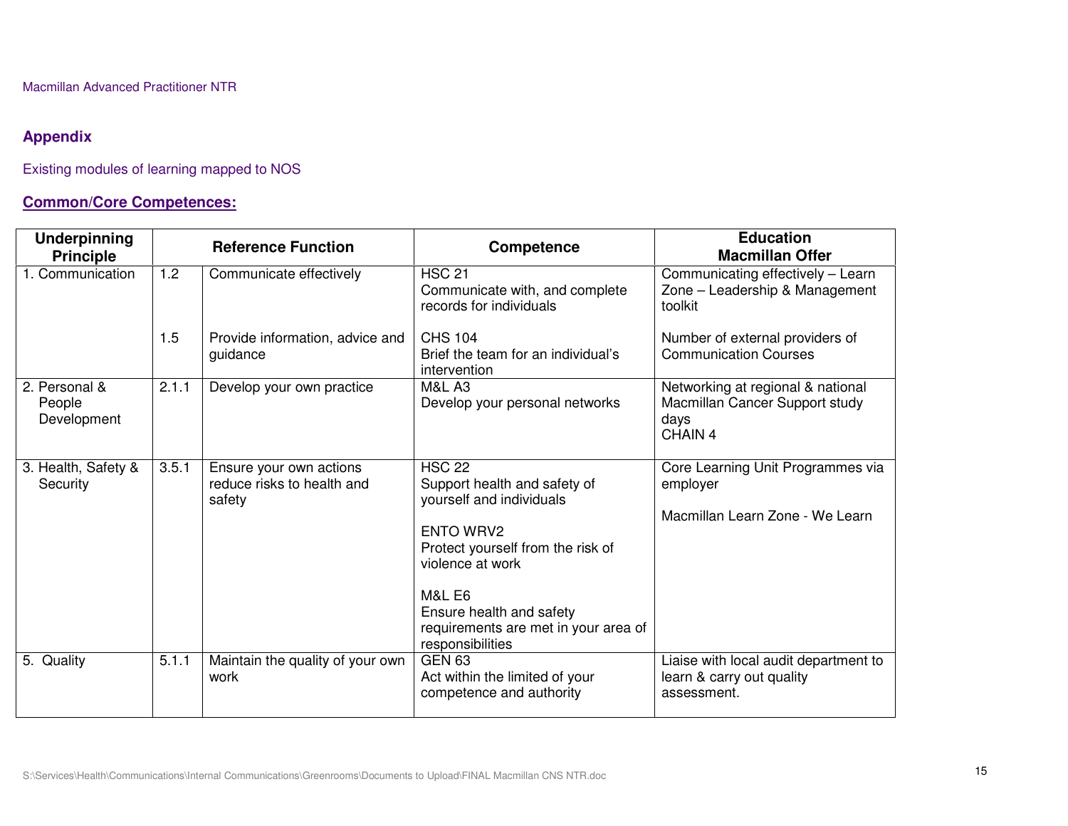## Appendix

Existing modules of learning mapped to NOS

### Common/Core Competences:

| Underpinning Principle | Reference Function | | Competence | Education Macmillan Offer |
|---|---|---|---|---|
| 1. Communication | 1.2 | Communicate effectively | HSC 21<br>Communicate with, and complete records for individuals | Communicating effectively – Learn Zone – Leadership & Management toolkit |
| | 1.5 | Provide information, advice and guidance | CHS 104<br>Brief the team for an individual's intervention | Number of external providers of Communication Courses |
| 2. Personal & People Development | 2.1.1 | Develop your own practice | M&L A3<br>Develop your personal networks | Networking at regional & national Macmillan Cancer Support study days<br>CHAIN 4 |
| 3. Health, Safety & Security | 3.5.1 | Ensure your own actions reduce risks to health and safety | HSC 22<br>Support health and safety of yourself and individuals<br><br>ENTO WRV2<br>Protect yourself from the risk of violence at work<br><br>M&L E6<br>Ensure health and safety requirements are met in your area of responsibilities | Core Learning Unit Programmes via employer<br><br>Macmillan Learn Zone - We Learn |
| 5. Quality | 5.1.1 | Maintain the quality of your own work | GEN 63<br>Act within the limited of your competence and authority | Liaise with local audit department to learn & carry out quality assessment. |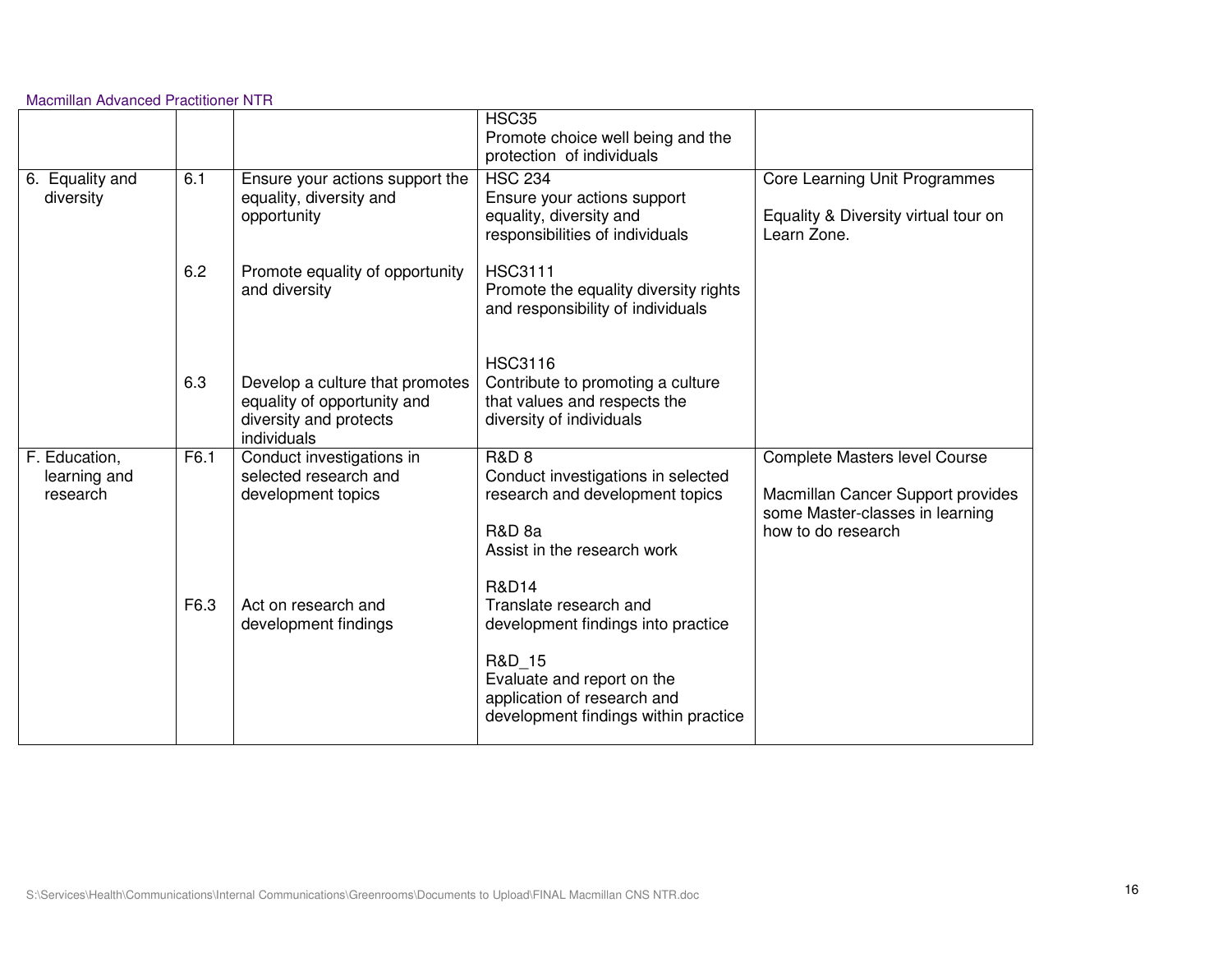| | | | | |
|---|---|---|---|---|
| | | | HSC35<br>Promote choice well being and the protection of individuals | |
| 6. Equality and diversity | 6.1 | Ensure your actions support the equality, diversity and opportunity | HSC 234<br>Ensure your actions support equality, diversity and responsibilities of individuals | Core Learning Unit Programmes<br><br>Equality & Diversity virtual tour on Learn Zone. |
| | 6.2 | Promote equality of opportunity and diversity | HSC3111<br>Promote the equality diversity rights and responsibility of individuals | |
| | 6.3 | Develop a culture that promotes equality of opportunity and diversity and protects individuals | HSC3116<br>Contribute to promoting a culture that values and respects the diversity of individuals | |
| F. Education, learning and research | F6.1 | Conduct investigations in selected research and development topics | R&D 8<br>Conduct investigations in selected research and development topics<br><br>R&D 8a<br>Assist in the research work | Complete Masters level Course<br><br>Macmillan Cancer Support provides some Master-classes in learning how to do research |
| | F6.3 | Act on research and development findings | R&D14<br>Translate research and development findings into practice<br><br>R&D_15<br>Evaluate and report on the application of research and development findings within practice | |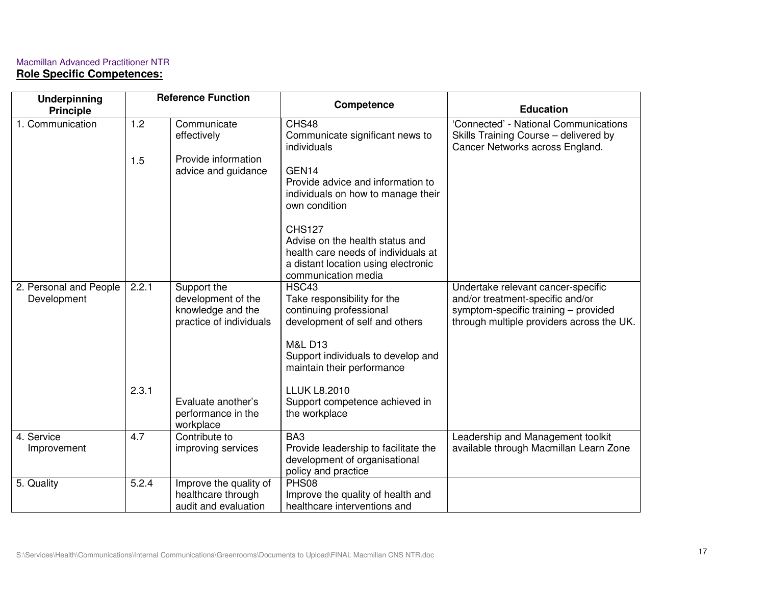Macmillan Advanced Practitioner NTR

**Role Specific Competences:**

| Underpinning Principle | Reference Function | | Competence | Education |
|---|---|---|---|---|
| 1. Communication | 1.2<br><br>1.5 | Communicate effectively<br><br>Provide information advice and guidance | CHS48<br>Communicate significant news to individuals<br><br>GEN14<br>Provide advice and information to individuals on how to manage their own condition<br><br>CHS127<br>Advise on the health status and health care needs of individuals at a distant location using electronic communication media | 'Connected' - National Communications Skills Training Course – delivered by Cancer Networks across England. |
| 2. Personal and People Development | 2.2.1<br><br>2.3.1 | Support the development of the knowledge and the practice of individuals<br><br>Evaluate another's performance in the workplace | HSC43<br>Take responsibility for the continuing professional development of self and others<br><br>M&L D13<br>Support individuals to develop and maintain their performance<br><br>LLUK L8.2010<br>Support competence achieved in the workplace | Undertake relevant cancer-specific and/or treatment-specific and/or symptom-specific training – provided through multiple providers across the UK. |
| 4. Service Improvement | 4.7 | Contribute to improving services | BA3<br>Provide leadership to facilitate the development of organisational policy and practice | Leadership and Management toolkit available through Macmillan Learn Zone |
| 5. Quality | 5.2.4 | Improve the quality of healthcare through audit and evaluation | PHS08<br>Improve the quality of health and healthcare interventions and | |

S:\Services\Health\Communications\Internal Communications\Greenrooms\Documents to Upload\FINAL Macmillan CNS NTR.doc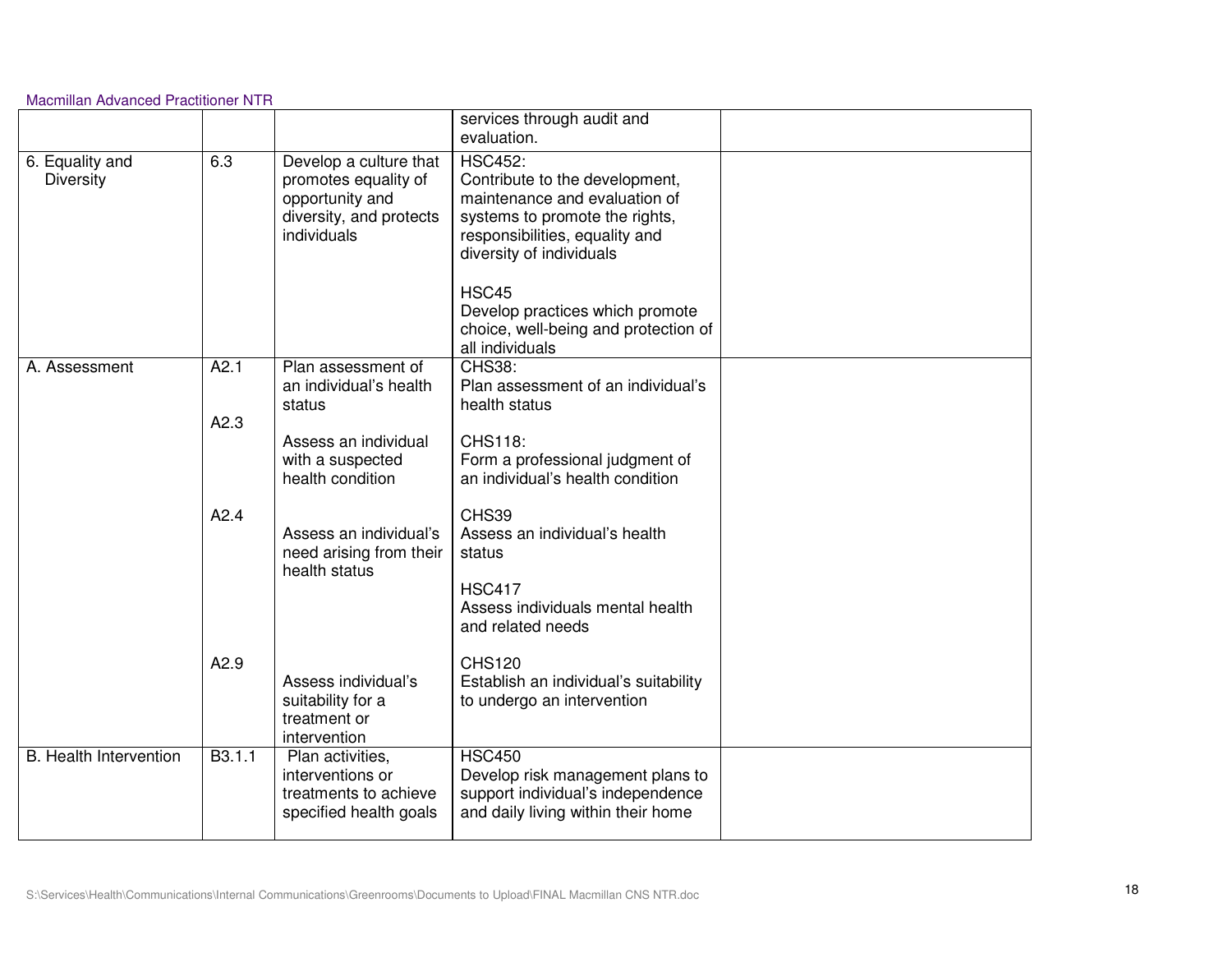| | | | | |
|---|---|---|---|---|
| | | | services through audit and evaluation. | |
| 6. Equality and Diversity | 6.3 | Develop a culture that promotes equality of opportunity and diversity, and protects individuals | HSC452: Contribute to the development, maintenance and evaluation of systems to promote the rights, responsibilities, equality and diversity of individuals<br><br>HSC45 Develop practices which promote choice, well-being and protection of all individuals | |
| A. Assessment | A2.1<br><br>A2.3<br><br>A2.4<br><br>A2.9 | Plan assessment of an individual's health status<br><br>Assess an individual with a suspected health condition<br><br>Assess an individual's need arising from their health status<br><br>Assess individual's suitability for a treatment or intervention | CHS38: Plan assessment of an individual's health status<br><br>CHS118: Form a professional judgment of an individual's health condition<br><br>CHS39 Assess an individual's health status<br><br>HSC417 Assess individuals mental health and related needs<br><br>CHS120 Establish an individual's suitability to undergo an intervention | |
| B. Health Intervention | B3.1.1 | Plan activities, interventions or treatments to achieve specified health goals | HSC450 Develop risk management plans to support individual's independence and daily living within their home | |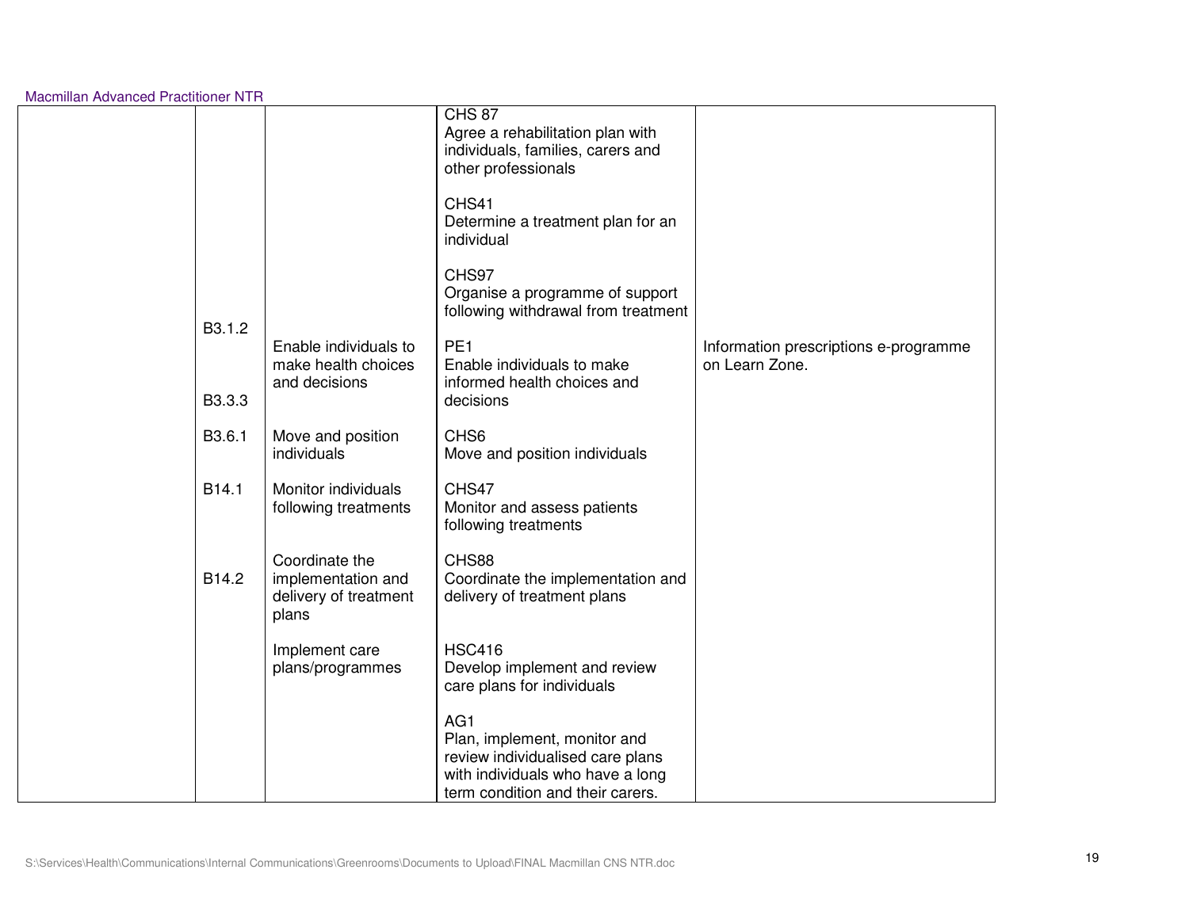| | | | | |
|---|---|---|---|---|
| | | | CHS 87<br>Agree a rehabilitation plan with individuals, families, carers and other professionals | |
| | | | CHS41<br>Determine a treatment plan for an individual | |
| | | | CHS97<br>Organise a programme of support following withdrawal from treatment | |
| | B3.1.2<br><br>B3.3.3 | Enable individuals to make health choices and decisions | PE1<br>Enable individuals to make informed health choices and decisions | Information prescriptions e-programme on Learn Zone. |
| | B3.6.1 | Move and position individuals | CHS6<br>Move and position individuals | |
| | B14.1 | Monitor individuals following treatments | CHS47<br>Monitor and assess patients following treatments | |
| | B14.2 | Coordinate the implementation and delivery of treatment plans | CHS88<br>Coordinate the implementation and delivery of treatment plans | |
| | | Implement care plans/programmes | HSC416<br>Develop implement and review care plans for individuals | |
| | | | AG1<br>Plan, implement, monitor and review individualised care plans with individuals who have a long term condition and their carers. | |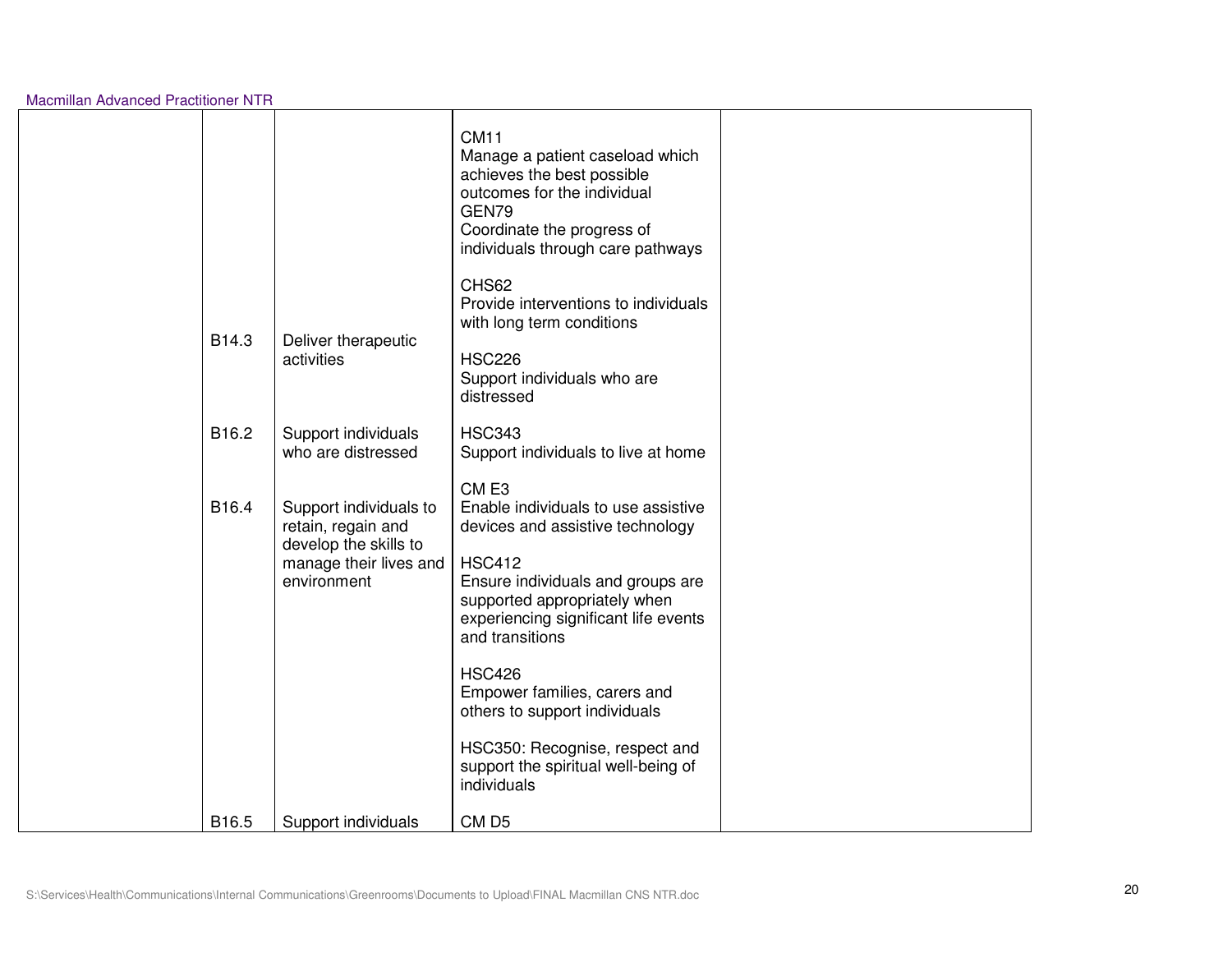| | | | | |
|---|---|---|---|---|
| | | | CM11<br>Manage a patient caseload which achieves the best possible outcomes for the individual<br>GEN79<br>Coordinate the progress of individuals through care pathways<br><br>CHS62<br>Provide interventions to individuals with long term conditions | |
| | B14.3 | Deliver therapeutic activities | HSC226<br>Support individuals who are distressed | |
| | B16.2 | Support individuals who are distressed | HSC343<br>Support individuals to live at home<br><br>CM E3 | |
| | B16.4 | Support individuals to retain, regain and develop the skills to manage their lives and environment | Enable individuals to use assistive devices and assistive technology<br><br>HSC412<br>Ensure individuals and groups are supported appropriately when experiencing significant life events and transitions<br><br>HSC426<br>Empower families, carers and others to support individuals<br><br>HSC350: Recognise, respect and support the spiritual well-being of individuals | |
| | B16.5 | Support individuals | CM D5 | |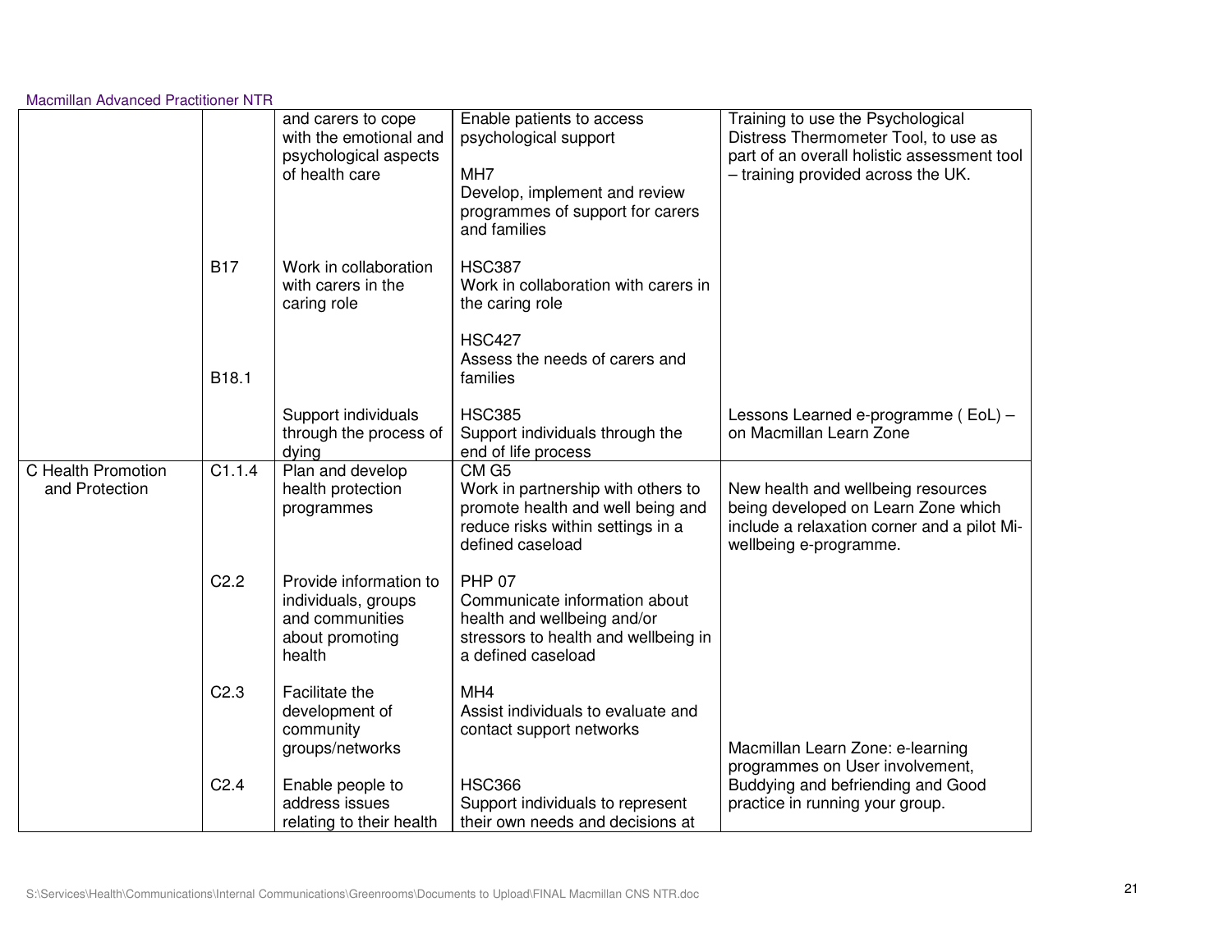| | | | | |
|---|---|---|---|---|
| | | and carers to cope with the emotional and psychological aspects of health care | Enable patients to access psychological support<br><br>MH7<br>Develop, implement and review programmes of support for carers and families | Training to use the Psychological Distress Thermometer Tool, to use as part of an overall holistic assessment tool – training provided across the UK. |
| | B17 | Work in collaboration with carers in the caring role | HSC387<br>Work in collaboration with carers in the caring role<br><br>HSC427<br>Assess the needs of carers and families | |
| | B18.1 | Support individuals through the process of dying | HSC385<br>Support individuals through the end of life process | Lessons Learned e-programme ( EoL) – on Macmillan Learn Zone |
| C Health Promotion and Protection | C1.1.4 | Plan and develop health protection programmes | CM G5<br>Work in partnership with others to promote health and well being and reduce risks within settings in a defined caseload | New health and wellbeing resources being developed on Learn Zone which include a relaxation corner and a pilot Mi-wellbeing e-programme. |
| | C2.2 | Provide information to individuals, groups and communities about promoting health | PHP 07<br>Communicate information about health and wellbeing and/or stressors to health and wellbeing in a defined caseload | |
| | C2.3 | Facilitate the development of community groups/networks | MH4<br>Assist individuals to evaluate and contact support networks | Macmillan Learn Zone: e-learning programmes on User involvement, Buddying and befriending and Good practice in running your group. |
| | C2.4 | Enable people to address issues relating to their health | HSC366<br>Support individuals to represent their own needs and decisions at | |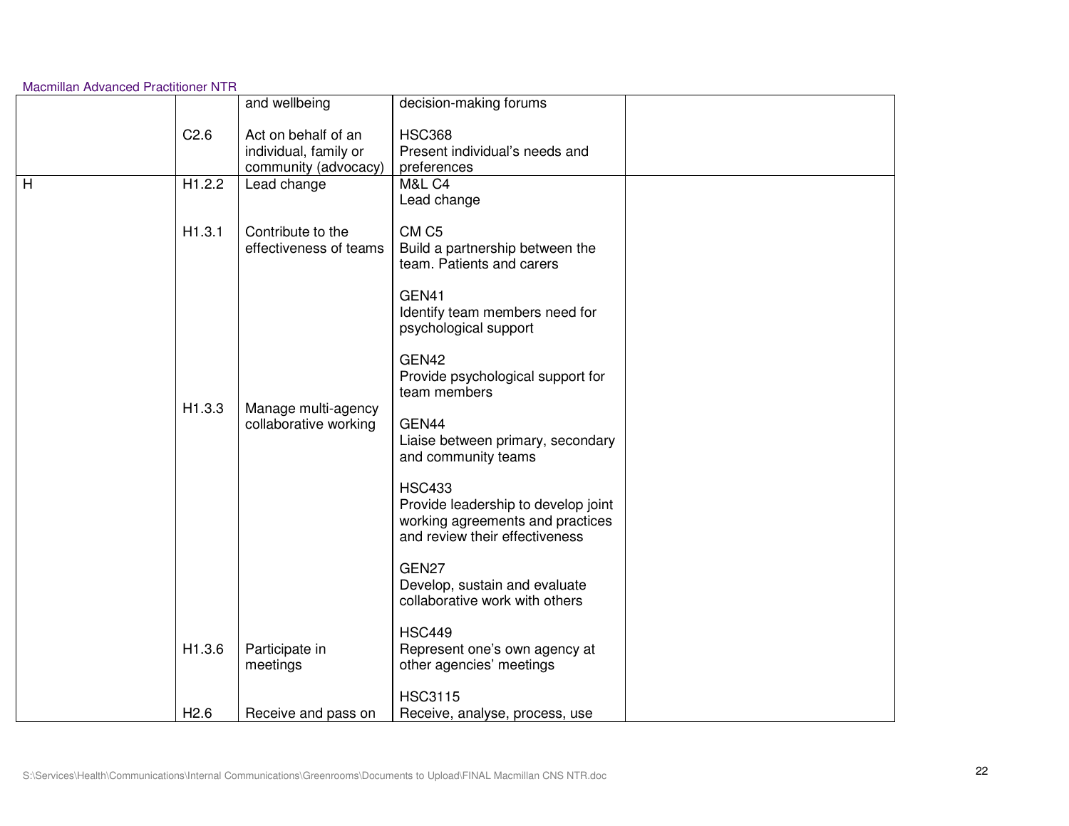| | | | | |
|---|---|---|---|---|
| | | and wellbeing | decision-making forums | |
| | C2.6 | Act on behalf of an individual, family or community (advocacy) | HSC368<br>Present individual's needs and preferences | |
| H | H1.2.2 | Lead change | M&L C4<br>Lead change | |
| | H1.3.1 | Contribute to the effectiveness of teams | CM C5<br>Build a partnership between the team. Patients and carers<br><br>GEN41<br>Identify team members need for psychological support<br><br>GEN42<br>Provide psychological support for team members | |
| | H1.3.3 | Manage multi-agency collaborative working | GEN44<br>Liaise between primary, secondary and community teams<br><br>HSC433<br>Provide leadership to develop joint working agreements and practices and review their effectiveness<br><br>GEN27<br>Develop, sustain and evaluate collaborative work with others | |
| | H1.3.6 | Participate in meetings | HSC449<br>Represent one's own agency at other agencies' meetings | |
| | H2.6 | Receive and pass on | HSC3115<br>Receive, analyse, process, use | |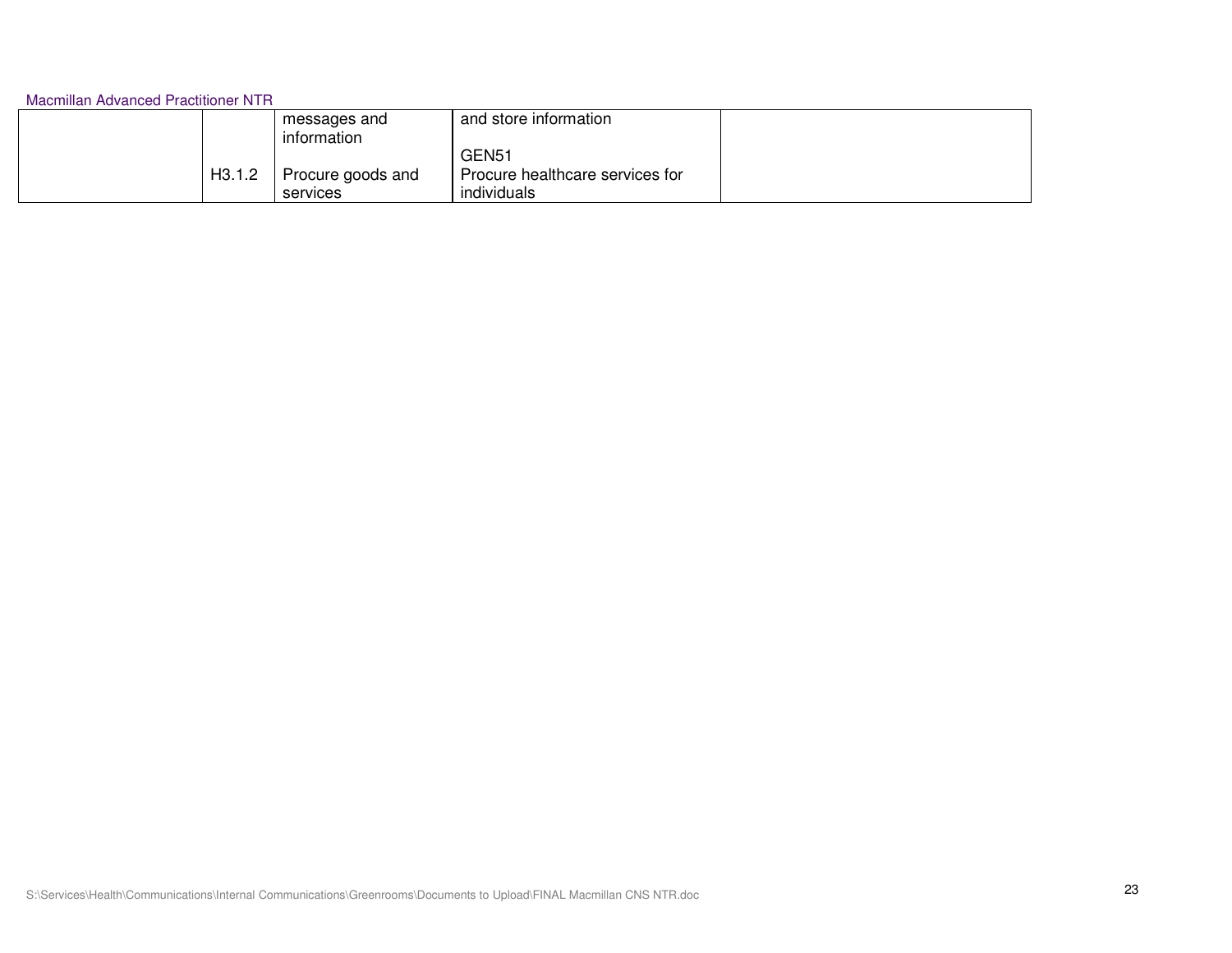| | | | | |
|---|---|---|---|---|
| | | messages and information | and store information | |
| | H3.1.2 | Procure goods and services | GEN51<br>Procure healthcare services for individuals | |